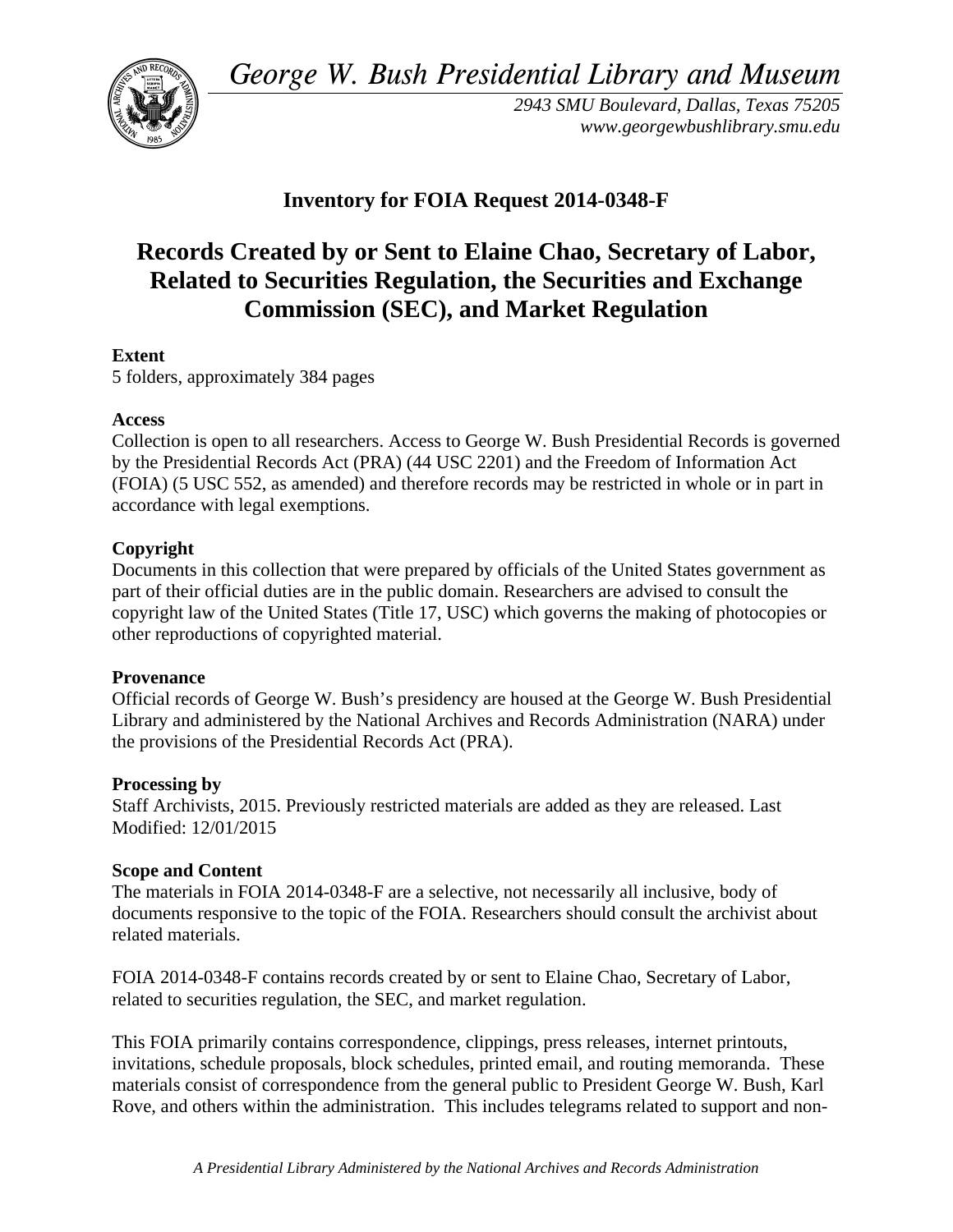*George W. Bush Presidential Library and Museum*

*2943 SMU Boulevard, Dallas, Texas 75205*
*www.georgewbushlibrary.smu.edu*

## Inventory for FOIA Request 2014-0348-F

# Records Created by or Sent to Elaine Chao, Secretary of Labor, Related to Securities Regulation, the Securities and Exchange Commission (SEC), and Market Regulation

**Extent**
5 folders, approximately 384 pages

**Access**
Collection is open to all researchers. Access to George W. Bush Presidential Records is governed by the Presidential Records Act (PRA) (44 USC 2201) and the Freedom of Information Act (FOIA) (5 USC 552, as amended) and therefore records may be restricted in whole or in part in accordance with legal exemptions.

**Copyright**
Documents in this collection that were prepared by officials of the United States government as part of their official duties are in the public domain. Researchers are advised to consult the copyright law of the United States (Title 17, USC) which governs the making of photocopies or other reproductions of copyrighted material.

**Provenance**
Official records of George W. Bush's presidency are housed at the George W. Bush Presidential Library and administered by the National Archives and Records Administration (NARA) under the provisions of the Presidential Records Act (PRA).

**Processing by**
Staff Archivists, 2015. Previously restricted materials are added as they are released. Last Modified: 12/01/2015

**Scope and Content**
The materials in FOIA 2014-0348-F are a selective, not necessarily all inclusive, body of documents responsive to the topic of the FOIA. Researchers should consult the archivist about related materials.

FOIA 2014-0348-F contains records created by or sent to Elaine Chao, Secretary of Labor, related to securities regulation, the SEC, and market regulation.

This FOIA primarily contains correspondence, clippings, press releases, internet printouts, invitations, schedule proposals, block schedules, printed email, and routing memoranda. These materials consist of correspondence from the general public to President George W. Bush, Karl Rove, and others within the administration. This includes telegrams related to support and non-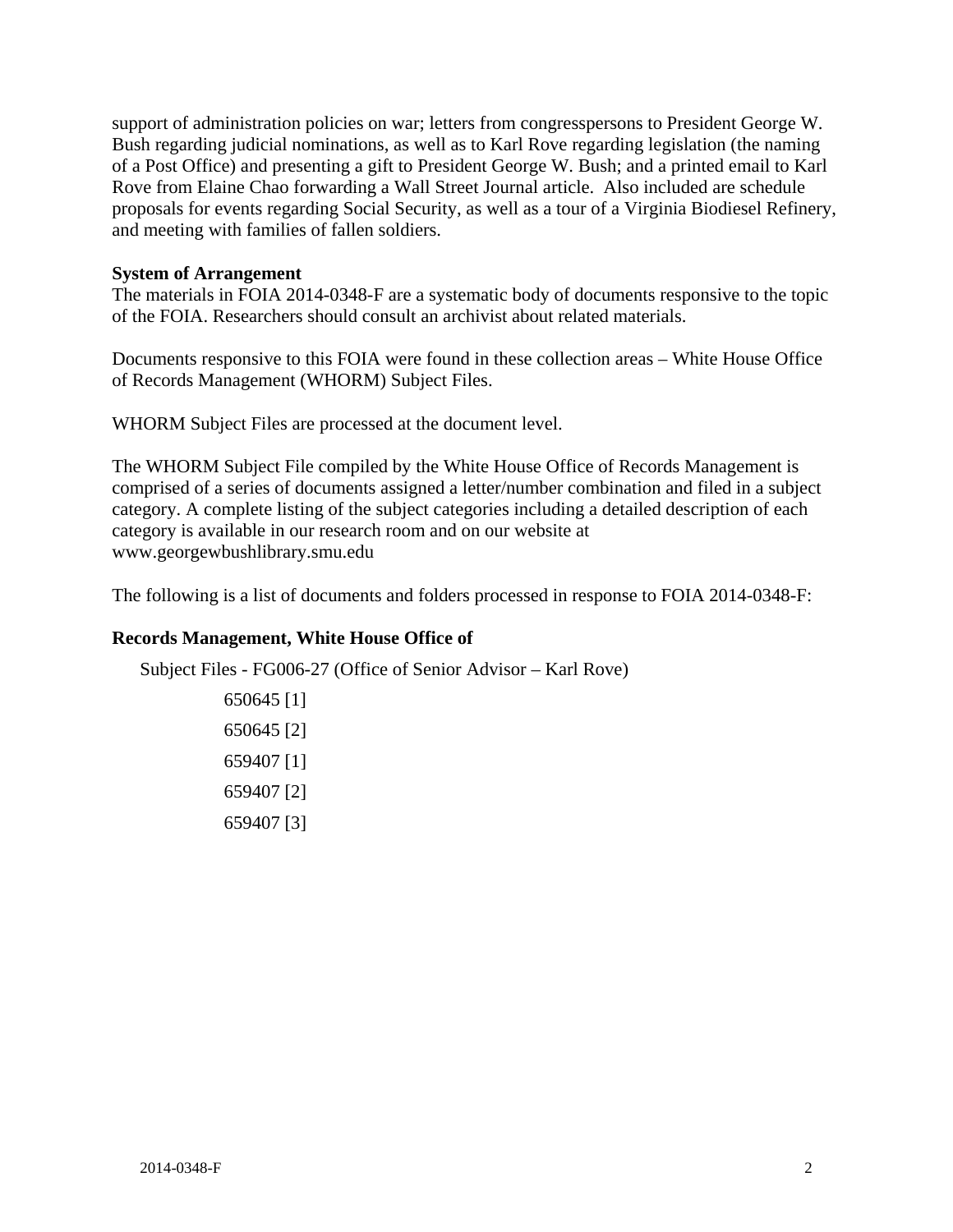support of administration policies on war; letters from congresspersons to President George W. Bush regarding judicial nominations, as well as to Karl Rove regarding legislation (the naming of a Post Office) and presenting a gift to President George W. Bush; and a printed email to Karl Rove from Elaine Chao forwarding a Wall Street Journal article. Also included are schedule proposals for events regarding Social Security, as well as a tour of a Virginia Biodiesel Refinery, and meeting with families of fallen soldiers.

**System of Arrangement**
The materials in FOIA 2014-0348-F are a systematic body of documents responsive to the topic of the FOIA. Researchers should consult an archivist about related materials.

Documents responsive to this FOIA were found in these collection areas – White House Office of Records Management (WHORM) Subject Files.

WHORM Subject Files are processed at the document level.

The WHORM Subject File compiled by the White House Office of Records Management is comprised of a series of documents assigned a letter/number combination and filed in a subject category. A complete listing of the subject categories including a detailed description of each category is available in our research room and on our website at www.georgewbushlibrary.smu.edu

The following is a list of documents and folders processed in response to FOIA 2014-0348-F:

**Records Management, White House Office of**

Subject Files - FG006-27 (Office of Senior Advisor – Karl Rove)

- 650645 [1]
- 650645 [2]
- 659407 [1]
- 659407 [2]
- 659407 [3]